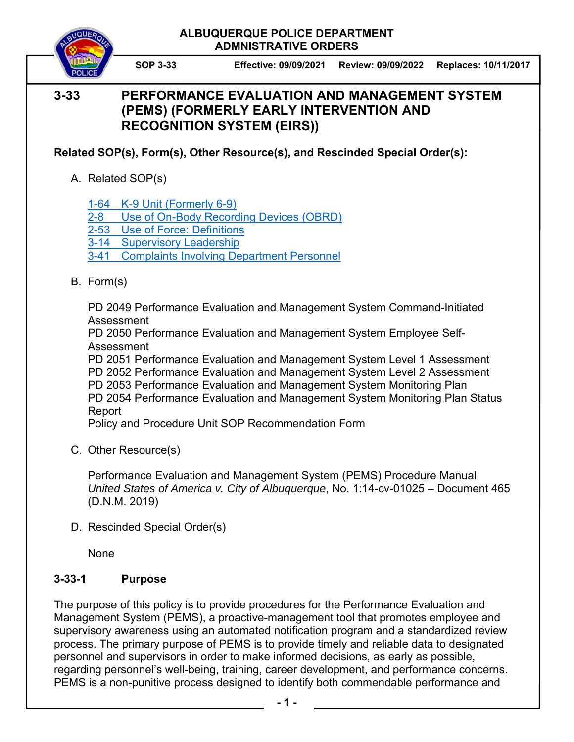**ALBUQUERQUE POLICE DEPARTMENT**
**ADMNISTRATIVE ORDERS**

**SOP 3-33** | **Effective: 09/09/2021** | **Review: 09/09/2022** | **Replaces: 10/11/2017**

# 3-33 PERFORMANCE EVALUATION AND MANAGEMENT SYSTEM (PEMS) (FORMERLY EARLY INTERVENTION AND RECOGNITION SYSTEM (EIRS))

**Related SOP(s), Form(s), Other Resource(s), and Rescinded Special Order(s):**

A. Related SOP(s)

1-64 K-9 Unit (Formerly 6-9)
2-8 Use of On-Body Recording Devices (OBRD)
2-53 Use of Force: Definitions
3-14 Supervisory Leadership
3-41 Complaints Involving Department Personnel

B. Form(s)

PD 2049 Performance Evaluation and Management System Command-Initiated Assessment
PD 2050 Performance Evaluation and Management System Employee Self-Assessment
PD 2051 Performance Evaluation and Management System Level 1 Assessment
PD 2052 Performance Evaluation and Management System Level 2 Assessment
PD 2053 Performance Evaluation and Management System Monitoring Plan
PD 2054 Performance Evaluation and Management System Monitoring Plan Status Report
Policy and Procedure Unit SOP Recommendation Form

C. Other Resource(s)

Performance Evaluation and Management System (PEMS) Procedure Manual
*United States of America v. City of Albuquerque*, No. 1:14-cv-01025 – Document 465 (D.N.M. 2019)

D. Rescinded Special Order(s)

None

## 3-33-1 Purpose

The purpose of this policy is to provide procedures for the Performance Evaluation and Management System (PEMS), a proactive-management tool that promotes employee and supervisory awareness using an automated notification program and a standardized review process. The primary purpose of PEMS is to provide timely and reliable data to designated personnel and supervisors in order to make informed decisions, as early as possible, regarding personnel's well-being, training, career development, and performance concerns. PEMS is a non-punitive process designed to identify both commendable performance and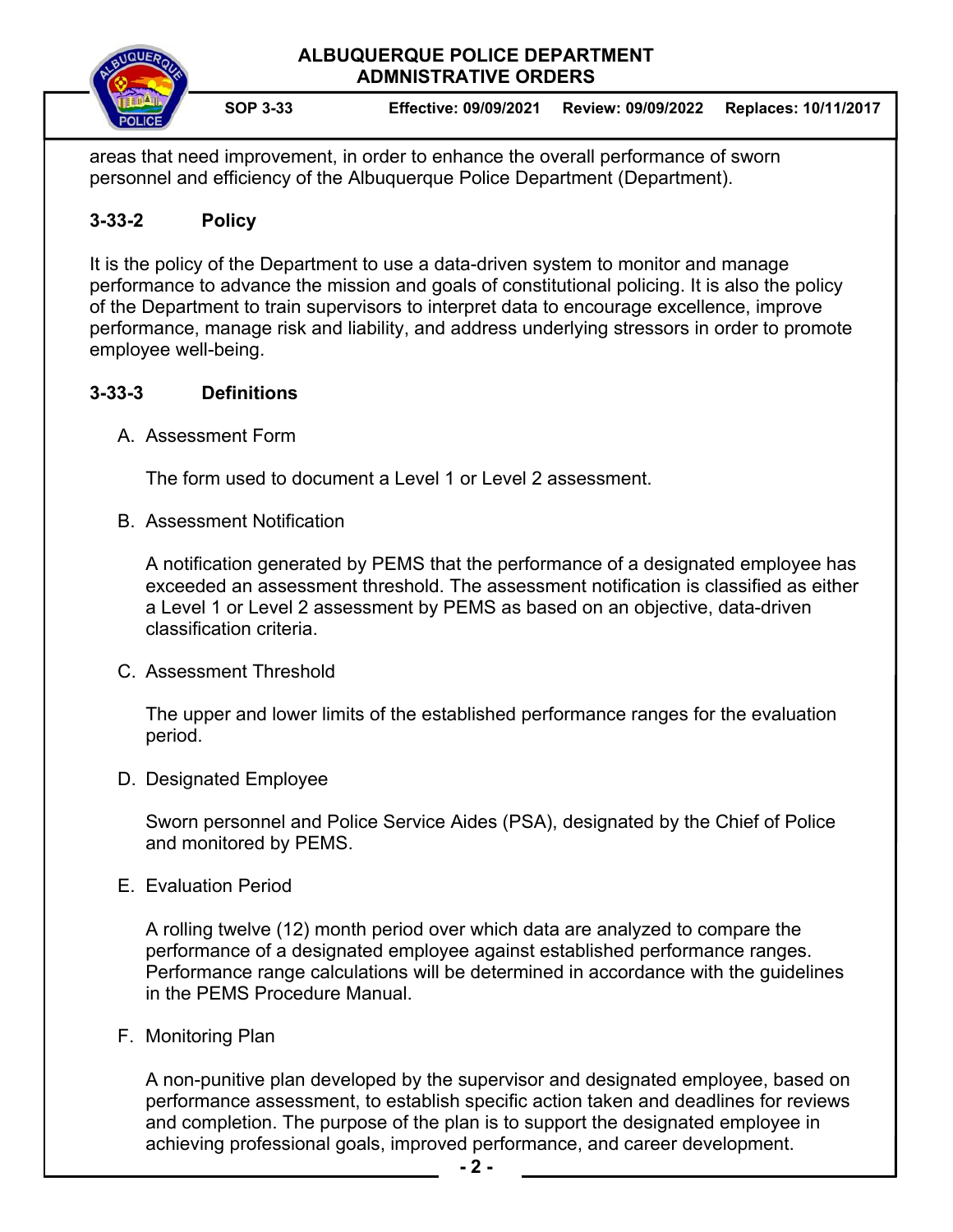areas that need improvement, in order to enhance the overall performance of sworn personnel and efficiency of the Albuquerque Police Department (Department).

## 3-33-2 Policy

It is the policy of the Department to use a data-driven system to monitor and manage performance to advance the mission and goals of constitutional policing. It is also the policy of the Department to train supervisors to interpret data to encourage excellence, improve performance, manage risk and liability, and address underlying stressors in order to promote employee well-being.

## 3-33-3 Definitions

A. Assessment Form

The form used to document a Level 1 or Level 2 assessment.

B. Assessment Notification

A notification generated by PEMS that the performance of a designated employee has exceeded an assessment threshold. The assessment notification is classified as either a Level 1 or Level 2 assessment by PEMS as based on an objective, data-driven classification criteria.

C. Assessment Threshold

The upper and lower limits of the established performance ranges for the evaluation period.

D. Designated Employee

Sworn personnel and Police Service Aides (PSA), designated by the Chief of Police and monitored by PEMS.

E. Evaluation Period

A rolling twelve (12) month period over which data are analyzed to compare the performance of a designated employee against established performance ranges. Performance range calculations will be determined in accordance with the guidelines in the PEMS Procedure Manual.

F. Monitoring Plan

A non-punitive plan developed by the supervisor and designated employee, based on performance assessment, to establish specific action taken and deadlines for reviews and completion. The purpose of the plan is to support the designated employee in achieving professional goals, improved performance, and career development.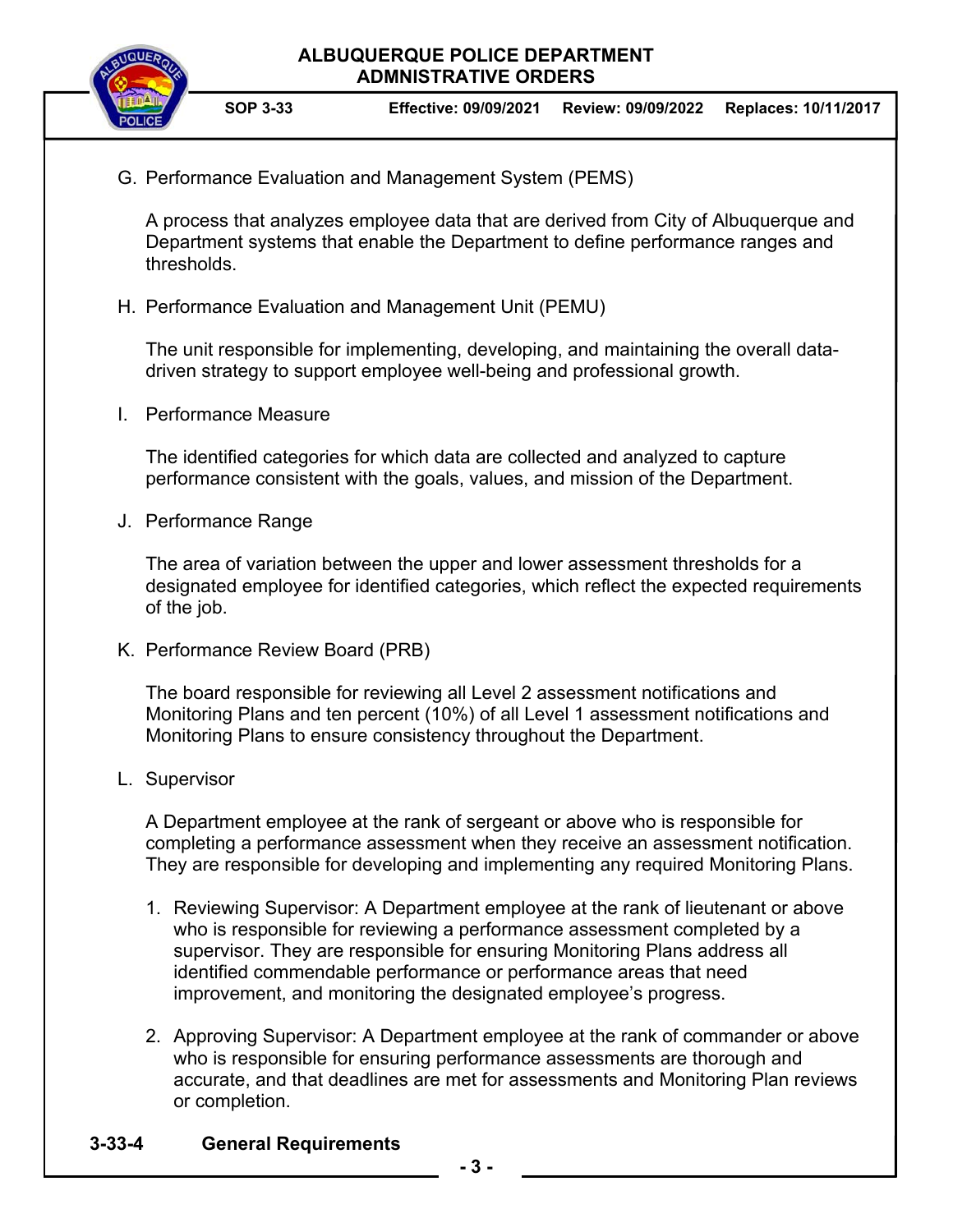G. Performance Evaluation and Management System (PEMS)

   A process that analyzes employee data that are derived from City of Albuquerque and Department systems that enable the Department to define performance ranges and thresholds.

H. Performance Evaluation and Management Unit (PEMU)

   The unit responsible for implementing, developing, and maintaining the overall data-driven strategy to support employee well-being and professional growth.

I. Performance Measure

   The identified categories for which data are collected and analyzed to capture performance consistent with the goals, values, and mission of the Department.

J. Performance Range

   The area of variation between the upper and lower assessment thresholds for a designated employee for identified categories, which reflect the expected requirements of the job.

K. Performance Review Board (PRB)

   The board responsible for reviewing all Level 2 assessment notifications and Monitoring Plans and ten percent (10%) of all Level 1 assessment notifications and Monitoring Plans to ensure consistency throughout the Department.

L. Supervisor

   A Department employee at the rank of sergeant or above who is responsible for completing a performance assessment when they receive an assessment notification. They are responsible for developing and implementing any required Monitoring Plans.

   1. Reviewing Supervisor: A Department employee at the rank of lieutenant or above who is responsible for reviewing a performance assessment completed by a supervisor. They are responsible for ensuring Monitoring Plans address all identified commendable performance or performance areas that need improvement, and monitoring the designated employee's progress.

   2. Approving Supervisor: A Department employee at the rank of commander or above who is responsible for ensuring performance assessments are thorough and accurate, and that deadlines are met for assessments and Monitoring Plan reviews or completion.

## 3-33-4 General Requirements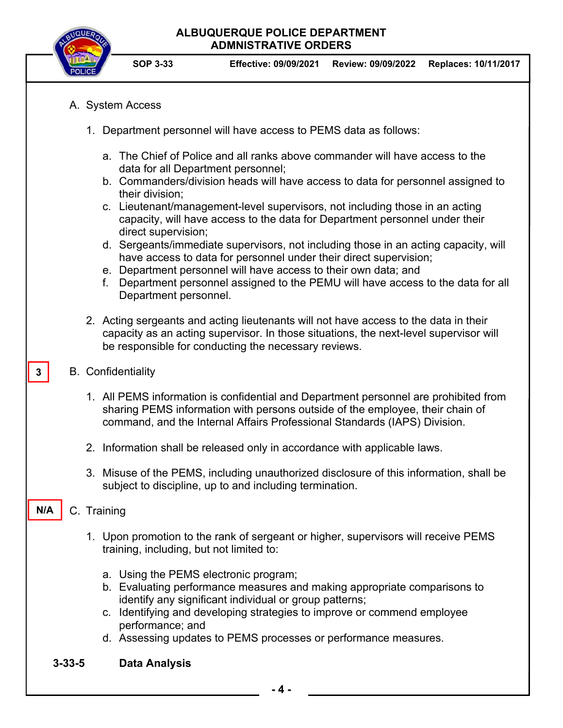A. System Access

1. Department personnel will have access to PEMS data as follows:

   a. The Chief of Police and all ranks above commander will have access to the data for all Department personnel;
   b. Commanders/division heads will have access to data for personnel assigned to their division;
   c. Lieutenant/management-level supervisors, not including those in an acting capacity, will have access to the data for Department personnel under their direct supervision;
   d. Sergeants/immediate supervisors, not including those in an acting capacity, will have access to data for personnel under their direct supervision;
   e. Department personnel will have access to their own data; and
   f. Department personnel assigned to the PEMU will have access to the data for all Department personnel.

2. Acting sergeants and acting lieutenants will not have access to the data in their capacity as an acting supervisor. In those situations, the next-level supervisor will be responsible for conducting the necessary reviews.

3

B. Confidentiality

1. All PEMS information is confidential and Department personnel are prohibited from sharing PEMS information with persons outside of the employee, their chain of command, and the Internal Affairs Professional Standards (IAPS) Division.

2. Information shall be released only in accordance with applicable laws.

3. Misuse of the PEMS, including unauthorized disclosure of this information, shall be subject to discipline, up to and including termination.

N/A

C. Training

1. Upon promotion to the rank of sergeant or higher, supervisors will receive PEMS training, including, but not limited to:

   a. Using the PEMS electronic program;
   b. Evaluating performance measures and making appropriate comparisons to identify any significant individual or group patterns;
   c. Identifying and developing strategies to improve or commend employee performance; and
   d. Assessing updates to PEMS processes or performance measures.

**3-33-5 Data Analysis**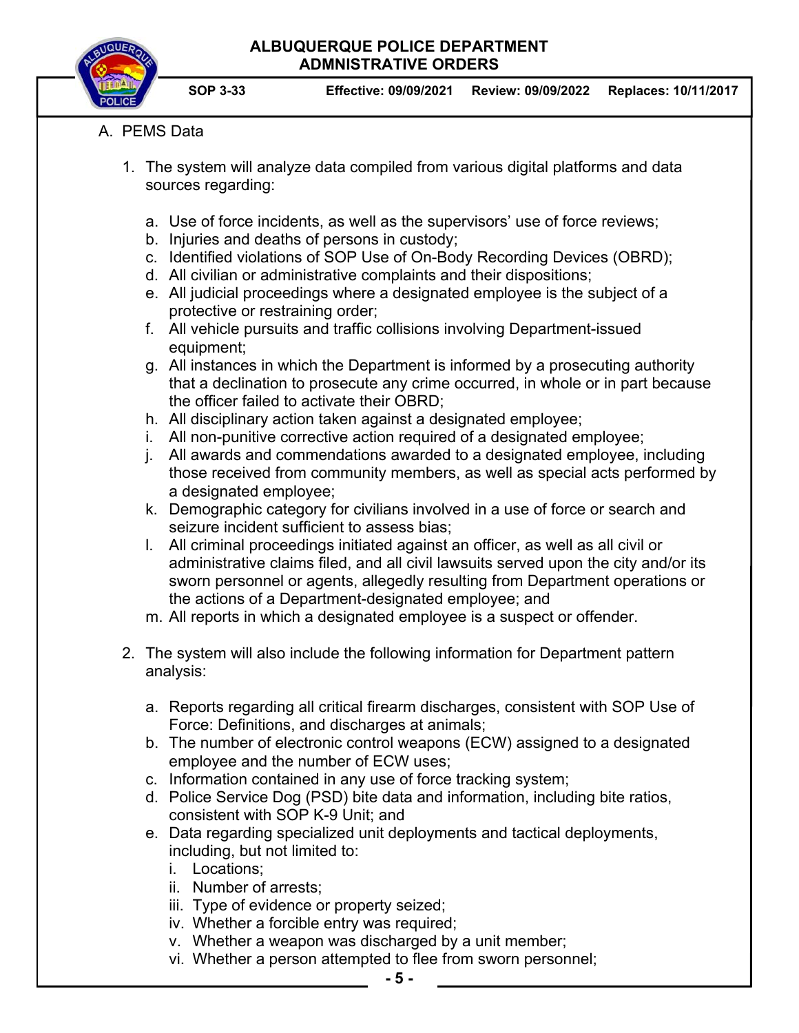A. PEMS Data

1. The system will analyze data compiled from various digital platforms and data sources regarding:

   a. Use of force incidents, as well as the supervisors' use of force reviews;
   b. Injuries and deaths of persons in custody;
   c. Identified violations of SOP Use of On-Body Recording Devices (OBRD);
   d. All civilian or administrative complaints and their dispositions;
   e. All judicial proceedings where a designated employee is the subject of a protective or restraining order;
   f. All vehicle pursuits and traffic collisions involving Department-issued equipment;
   g. All instances in which the Department is informed by a prosecuting authority that a declination to prosecute any crime occurred, in whole or in part because the officer failed to activate their OBRD;
   h. All disciplinary action taken against a designated employee;
   i. All non-punitive corrective action required of a designated employee;
   j. All awards and commendations awarded to a designated employee, including those received from community members, as well as special acts performed by a designated employee;
   k. Demographic category for civilians involved in a use of force or search and seizure incident sufficient to assess bias;
   l. All criminal proceedings initiated against an officer, as well as all civil or administrative claims filed, and all civil lawsuits served upon the city and/or its sworn personnel or agents, allegedly resulting from Department operations or the actions of a Department-designated employee; and
   m. All reports in which a designated employee is a suspect or offender.

2. The system will also include the following information for Department pattern analysis:

   a. Reports regarding all critical firearm discharges, consistent with SOP Use of Force: Definitions, and discharges at animals;
   b. The number of electronic control weapons (ECW) assigned to a designated employee and the number of ECW uses;
   c. Information contained in any use of force tracking system;
   d. Police Service Dog (PSD) bite data and information, including bite ratios, consistent with SOP K-9 Unit; and
   e. Data regarding specialized unit deployments and tactical deployments, including, but not limited to:
      i. Locations;
      ii. Number of arrests;
      iii. Type of evidence or property seized;
      iv. Whether a forcible entry was required;
      v. Whether a weapon was discharged by a unit member;
      vi. Whether a person attempted to flee from sworn personnel;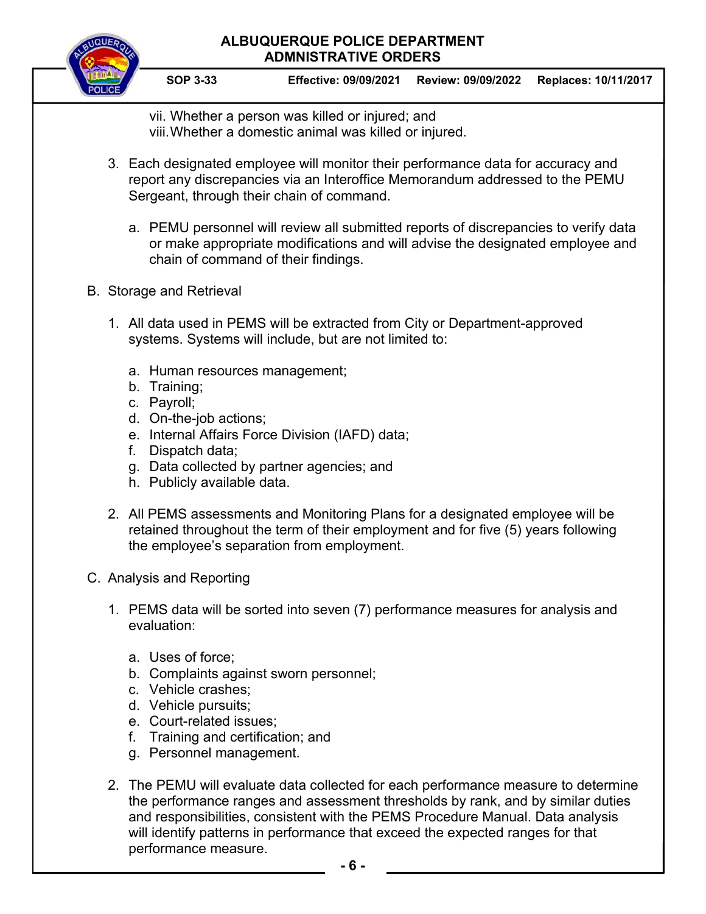vii. Whether a person was killed or injured; and
viii. Whether a domestic animal was killed or injured.

3. Each designated employee will monitor their performance data for accuracy and report any discrepancies via an Interoffice Memorandum addressed to the PEMU Sergeant, through their chain of command.

   a. PEMU personnel will review all submitted reports of discrepancies to verify data or make appropriate modifications and will advise the designated employee and chain of command of their findings.

B. Storage and Retrieval

1. All data used in PEMS will be extracted from City or Department-approved systems. Systems will include, but are not limited to:

   a. Human resources management;
   b. Training;
   c. Payroll;
   d. On-the-job actions;
   e. Internal Affairs Force Division (IAFD) data;
   f. Dispatch data;
   g. Data collected by partner agencies; and
   h. Publicly available data.

2. All PEMS assessments and Monitoring Plans for a designated employee will be retained throughout the term of their employment and for five (5) years following the employee's separation from employment.

C. Analysis and Reporting

1. PEMS data will be sorted into seven (7) performance measures for analysis and evaluation:

   a. Uses of force;
   b. Complaints against sworn personnel;
   c. Vehicle crashes;
   d. Vehicle pursuits;
   e. Court-related issues;
   f. Training and certification; and
   g. Personnel management.

2. The PEMU will evaluate data collected for each performance measure to determine the performance ranges and assessment thresholds by rank, and by similar duties and responsibilities, consistent with the PEMS Procedure Manual. Data analysis will identify patterns in performance that exceed the expected ranges for that performance measure.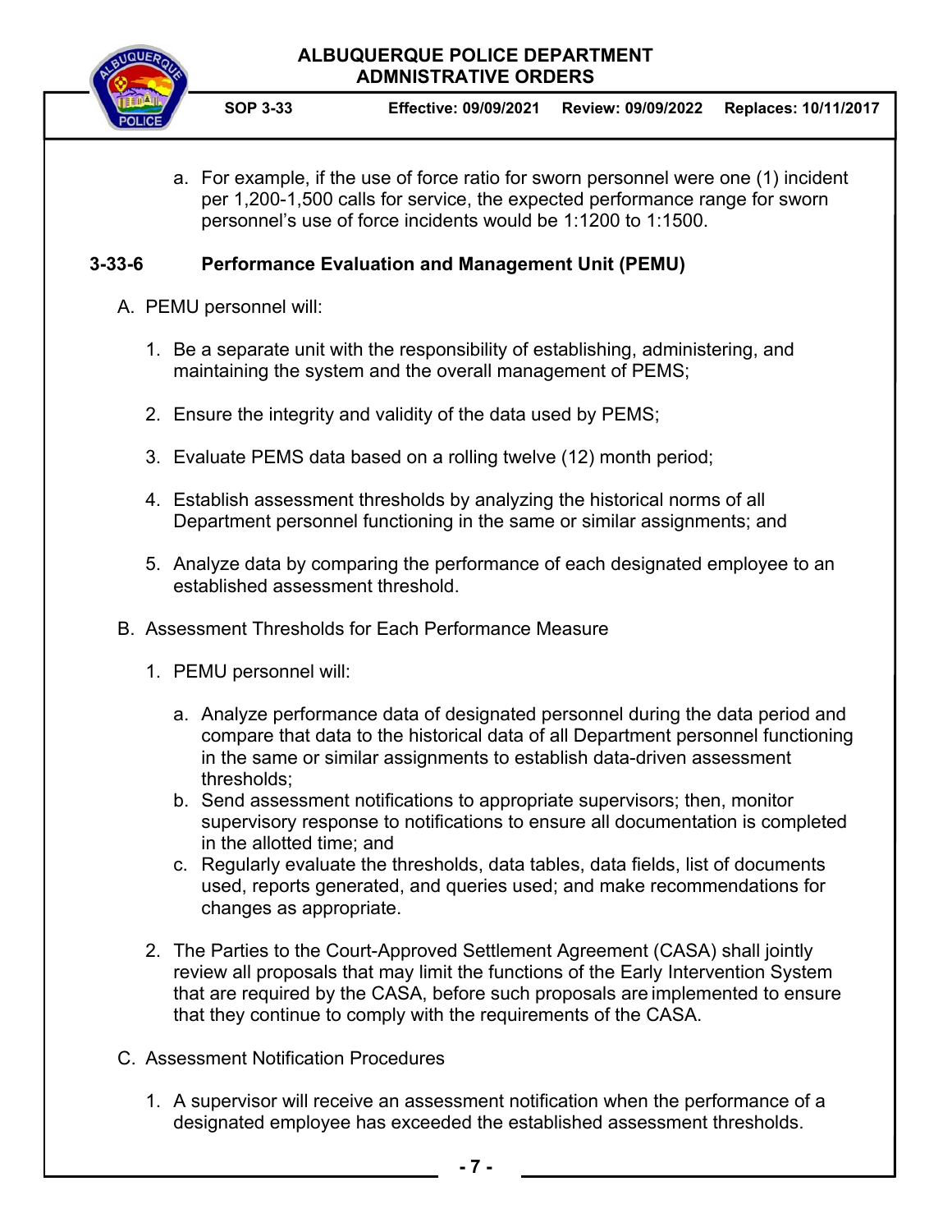a. For example, if the use of force ratio for sworn personnel were one (1) incident per 1,200-1,500 calls for service, the expected performance range for sworn personnel's use of force incidents would be 1:1200 to 1:1500.

## 3-33-6 Performance Evaluation and Management Unit (PEMU)

A. PEMU personnel will:

1. Be a separate unit with the responsibility of establishing, administering, and maintaining the system and the overall management of PEMS;

2. Ensure the integrity and validity of the data used by PEMS;

3. Evaluate PEMS data based on a rolling twelve (12) month period;

4. Establish assessment thresholds by analyzing the historical norms of all Department personnel functioning in the same or similar assignments; and

5. Analyze data by comparing the performance of each designated employee to an established assessment threshold.

B. Assessment Thresholds for Each Performance Measure

1. PEMU personnel will:

   a. Analyze performance data of designated personnel during the data period and compare that data to the historical data of all Department personnel functioning in the same or similar assignments to establish data-driven assessment thresholds;
   b. Send assessment notifications to appropriate supervisors; then, monitor supervisory response to notifications to ensure all documentation is completed in the allotted time; and
   c. Regularly evaluate the thresholds, data tables, data fields, list of documents used, reports generated, and queries used; and make recommendations for changes as appropriate.

2. The Parties to the Court-Approved Settlement Agreement (CASA) shall jointly review all proposals that may limit the functions of the Early Intervention System that are required by the CASA, before such proposals are implemented to ensure that they continue to comply with the requirements of the CASA.

C. Assessment Notification Procedures

1. A supervisor will receive an assessment notification when the performance of a designated employee has exceeded the established assessment thresholds.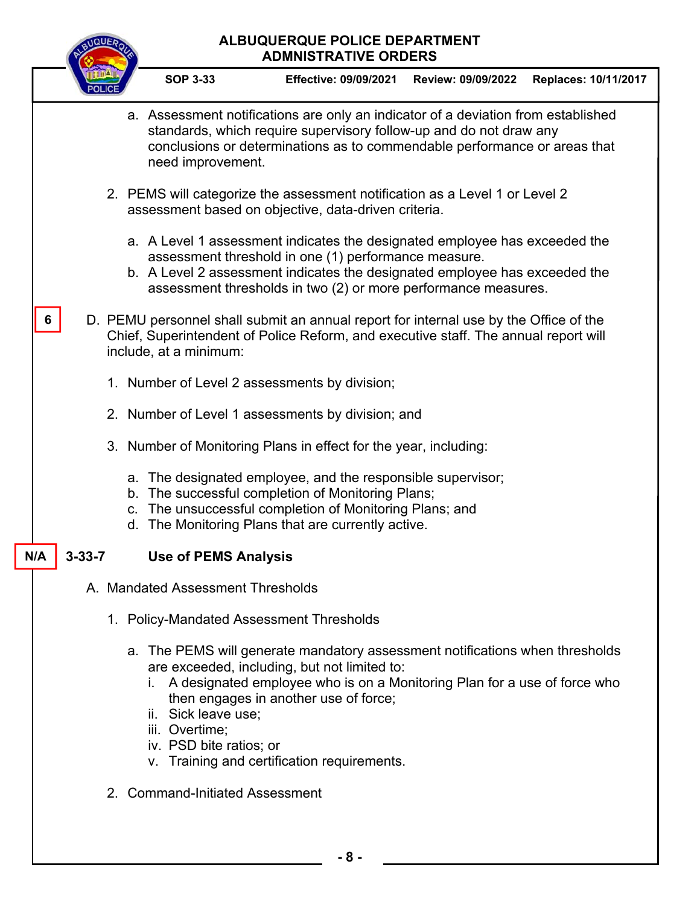a. Assessment notifications are only an indicator of a deviation from established standards, which require supervisory follow-up and do not draw any conclusions or determinations as to commendable performance or areas that need improvement.

2. PEMS will categorize the assessment notification as a Level 1 or Level 2 assessment based on objective, data-driven criteria.

   a. A Level 1 assessment indicates the designated employee has exceeded the assessment threshold in one (1) performance measure.
   b. A Level 2 assessment indicates the designated employee has exceeded the assessment thresholds in two (2) or more performance measures.

6

D. PEMU personnel shall submit an annual report for internal use by the Office of the Chief, Superintendent of Police Reform, and executive staff. The annual report will include, at a minimum:

1. Number of Level 2 assessments by division;

2. Number of Level 1 assessments by division; and

3. Number of Monitoring Plans in effect for the year, including:

   a. The designated employee, and the responsible supervisor;
   b. The successful completion of Monitoring Plans;
   c. The unsuccessful completion of Monitoring Plans; and
   d. The Monitoring Plans that are currently active.

N/A

## 3-33-7 Use of PEMS Analysis

A. Mandated Assessment Thresholds

1. Policy-Mandated Assessment Thresholds

   a. The PEMS will generate mandatory assessment notifications when thresholds are exceeded, including, but not limited to:
      i. A designated employee who is on a Monitoring Plan for a use of force who then engages in another use of force;
      ii. Sick leave use;
      iii. Overtime;
      iv. PSD bite ratios; or
      v. Training and certification requirements.

2. Command-Initiated Assessment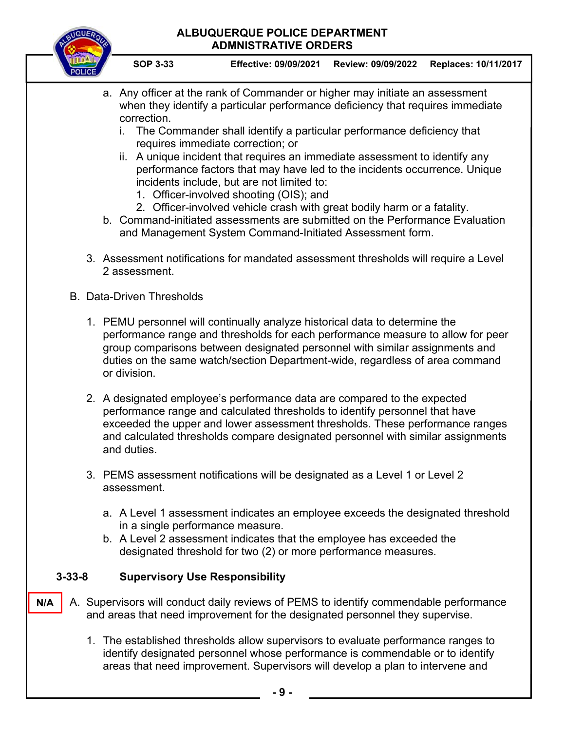a. Any officer at the rank of Commander or higher may initiate an assessment when they identify a particular performance deficiency that requires immediate correction.
   i. The Commander shall identify a particular performance deficiency that requires immediate correction; or
   ii. A unique incident that requires an immediate assessment to identify any performance factors that may have led to the incidents occurrence. Unique incidents include, but are not limited to:
      1. Officer-involved shooting (OIS); and
      2. Officer-involved vehicle crash with great bodily harm or a fatality.
b. Command-initiated assessments are submitted on the Performance Evaluation and Management System Command-Initiated Assessment form.

3. Assessment notifications for mandated assessment thresholds will require a Level 2 assessment.

B. Data-Driven Thresholds

1. PEMU personnel will continually analyze historical data to determine the performance range and thresholds for each performance measure to allow for peer group comparisons between designated personnel with similar assignments and duties on the same watch/section Department-wide, regardless of area command or division.

2. A designated employee's performance data are compared to the expected performance range and calculated thresholds to identify personnel that have exceeded the upper and lower assessment thresholds. These performance ranges and calculated thresholds compare designated personnel with similar assignments and duties.

3. PEMS assessment notifications will be designated as a Level 1 or Level 2 assessment.

   a. A Level 1 assessment indicates an employee exceeds the designated threshold in a single performance measure.
   b. A Level 2 assessment indicates that the employee has exceeded the designated threshold for two (2) or more performance measures.

## 3-33-8 Supervisory Use Responsibility

N/A

A. Supervisors will conduct daily reviews of PEMS to identify commendable performance and areas that need improvement for the designated personnel they supervise.

1. The established thresholds allow supervisors to evaluate performance ranges to identify designated personnel whose performance is commendable or to identify areas that need improvement. Supervisors will develop a plan to intervene and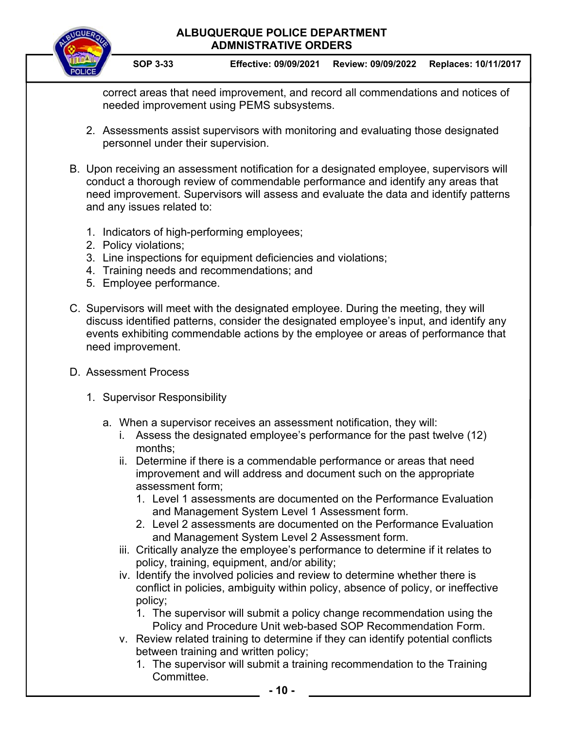correct areas that need improvement, and record all commendations and notices of needed improvement using PEMS subsystems.

2. Assessments assist supervisors with monitoring and evaluating those designated personnel under their supervision.

B. Upon receiving an assessment notification for a designated employee, supervisors will conduct a thorough review of commendable performance and identify any areas that need improvement. Supervisors will assess and evaluate the data and identify patterns and any issues related to:

   1. Indicators of high-performing employees;
   2. Policy violations;
   3. Line inspections for equipment deficiencies and violations;
   4. Training needs and recommendations; and
   5. Employee performance.

C. Supervisors will meet with the designated employee. During the meeting, they will discuss identified patterns, consider the designated employee's input, and identify any events exhibiting commendable actions by the employee or areas of performance that need improvement.

D. Assessment Process

   1. Supervisor Responsibility

      a. When a supervisor receives an assessment notification, they will:
         i. Assess the designated employee's performance for the past twelve (12) months;
         ii. Determine if there is a commendable performance or areas that need improvement and will address and document such on the appropriate assessment form;
            1. Level 1 assessments are documented on the Performance Evaluation and Management System Level 1 Assessment form.
            2. Level 2 assessments are documented on the Performance Evaluation and Management System Level 2 Assessment form.
         iii. Critically analyze the employee's performance to determine if it relates to policy, training, equipment, and/or ability;
         iv. Identify the involved policies and review to determine whether there is conflict in policies, ambiguity within policy, absence of policy, or ineffective policy;
            1. The supervisor will submit a policy change recommendation using the Policy and Procedure Unit web-based SOP Recommendation Form.
         v. Review related training to determine if they can identify potential conflicts between training and written policy;
            1. The supervisor will submit a training recommendation to the Training Committee.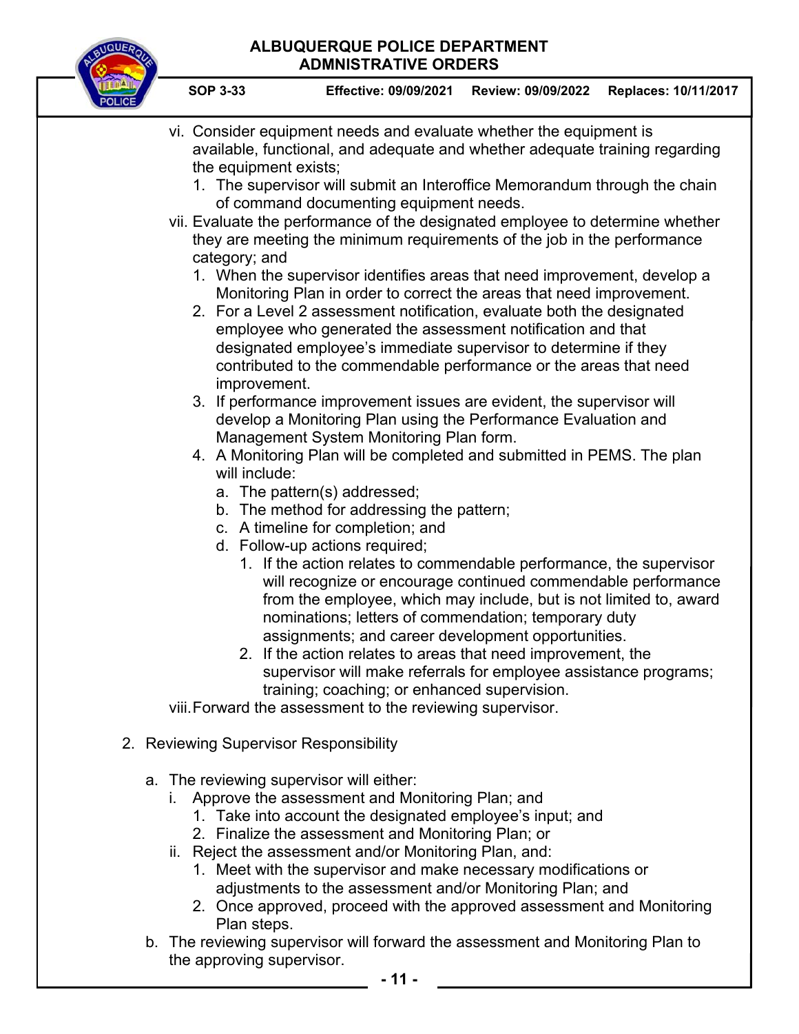vi. Consider equipment needs and evaluate whether the equipment is available, functional, and adequate and whether adequate training regarding the equipment exists;
   1. The supervisor will submit an Interoffice Memorandum through the chain of command documenting equipment needs.

vii. Evaluate the performance of the designated employee to determine whether they are meeting the minimum requirements of the job in the performance category; and
   1. When the supervisor identifies areas that need improvement, develop a Monitoring Plan in order to correct the areas that need improvement.
   2. For a Level 2 assessment notification, evaluate both the designated employee who generated the assessment notification and that designated employee's immediate supervisor to determine if they contributed to the commendable performance or the areas that need improvement.
   3. If performance improvement issues are evident, the supervisor will develop a Monitoring Plan using the Performance Evaluation and Management System Monitoring Plan form.
   4. A Monitoring Plan will be completed and submitted in PEMS. The plan will include:
      a. The pattern(s) addressed;
      b. The method for addressing the pattern;
      c. A timeline for completion; and
      d. Follow-up actions required;
         1. If the action relates to commendable performance, the supervisor will recognize or encourage continued commendable performance from the employee, which may include, but is not limited to, award nominations; letters of commendation; temporary duty assignments; and career development opportunities.
         2. If the action relates to areas that need improvement, the supervisor will make referrals for employee assistance programs; training; coaching; or enhanced supervision.

viii. Forward the assessment to the reviewing supervisor.

2. Reviewing Supervisor Responsibility

   a. The reviewing supervisor will either:
      i. Approve the assessment and Monitoring Plan; and
         1. Take into account the designated employee's input; and
         2. Finalize the assessment and Monitoring Plan; or
      ii. Reject the assessment and/or Monitoring Plan, and:
         1. Meet with the supervisor and make necessary modifications or adjustments to the assessment and/or Monitoring Plan; and
         2. Once approved, proceed with the approved assessment and Monitoring Plan steps.
   b. The reviewing supervisor will forward the assessment and Monitoring Plan to the approving supervisor.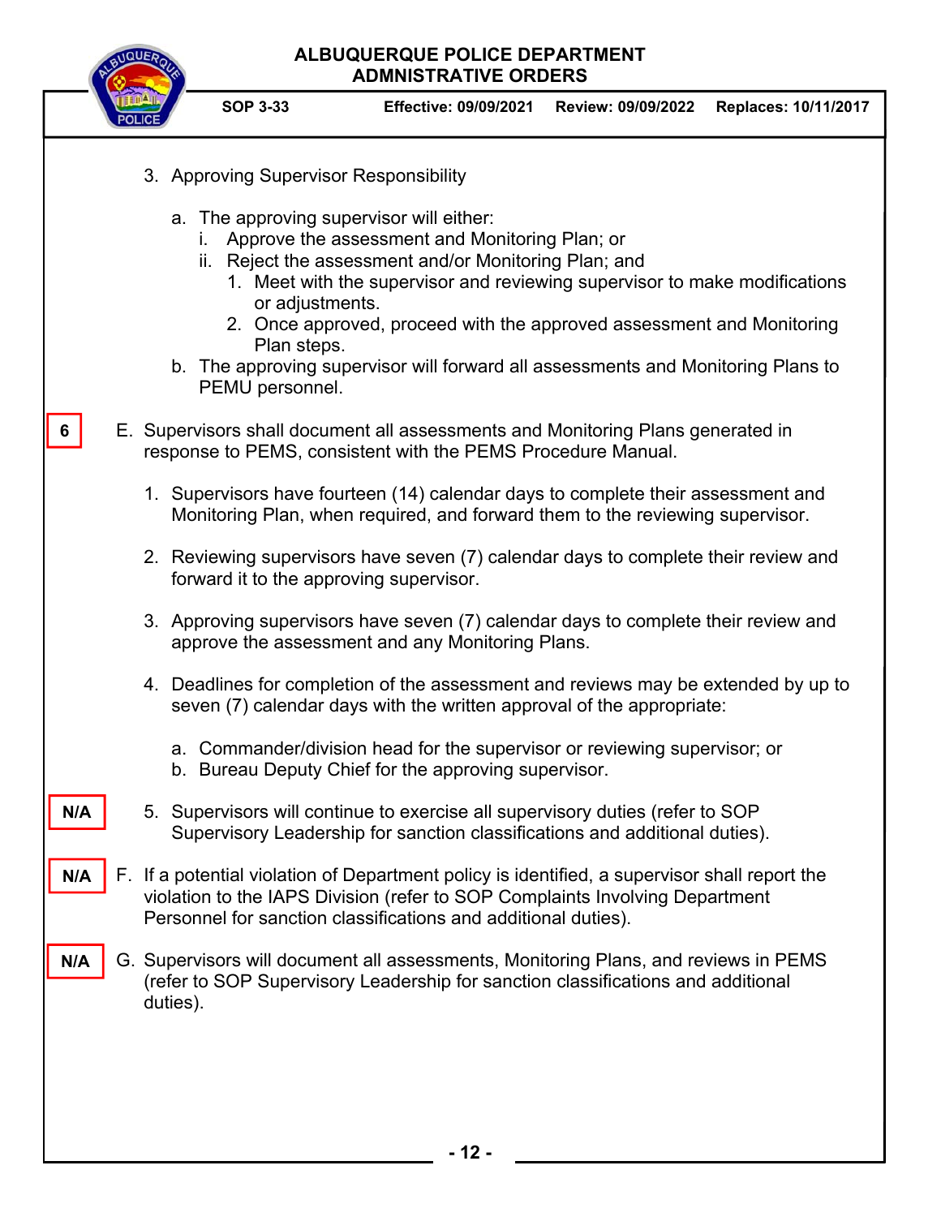3. Approving Supervisor Responsibility

   a. The approving supervisor will either:
      i. Approve the assessment and Monitoring Plan; or
      ii. Reject the assessment and/or Monitoring Plan; and
         1. Meet with the supervisor and reviewing supervisor to make modifications or adjustments.
         2. Once approved, proceed with the approved assessment and Monitoring Plan steps.
   b. The approving supervisor will forward all assessments and Monitoring Plans to PEMU personnel.

6

E. Supervisors shall document all assessments and Monitoring Plans generated in response to PEMS, consistent with the PEMS Procedure Manual.

   1. Supervisors have fourteen (14) calendar days to complete their assessment and Monitoring Plan, when required, and forward them to the reviewing supervisor.

   2. Reviewing supervisors have seven (7) calendar days to complete their review and forward it to the approving supervisor.

   3. Approving supervisors have seven (7) calendar days to complete their review and approve the assessment and any Monitoring Plans.

   4. Deadlines for completion of the assessment and reviews may be extended by up to seven (7) calendar days with the written approval of the appropriate:

      a. Commander/division head for the supervisor or reviewing supervisor; or
      b. Bureau Deputy Chief for the approving supervisor.

N/A

   5. Supervisors will continue to exercise all supervisory duties (refer to SOP Supervisory Leadership for sanction classifications and additional duties).

N/A

F. If a potential violation of Department policy is identified, a supervisor shall report the violation to the IAPS Division (refer to SOP Complaints Involving Department Personnel for sanction classifications and additional duties).

N/A

G. Supervisors will document all assessments, Monitoring Plans, and reviews in PEMS (refer to SOP Supervisory Leadership for sanction classifications and additional duties).